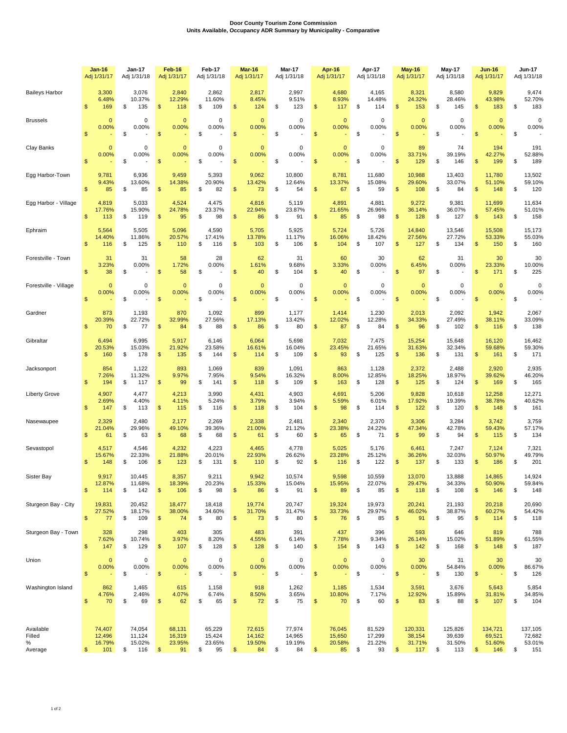**Door County Tourism Zone Commission**
**Units Available, Occupancy ADR Summary by Municipality - Comparative**

| | | Jan-16 Adj 1/31/17 | Jan-17 Adj 1/31/18 | Feb-16 Adj 1/31/17 | Feb-17 Adj 1/31/18 | Mar-16 Adj 1/31/17 | Mar-17 Adj 1/31/18 | Apr-16 Adj 1/31/17 | Apr-17 Adj 1/31/18 | May-16 Adj 1/31/17 | May-17 Adj 1/31/18 | Jun-16 Adj 1/31/17 | Jun-17 Adj 1/31/18 |
|---|---|---|---|---|---|---|---|---|---|---|---|---|---|
| Baileys Harbor | Units | 3,300 | 3,076 | 2,840 | 2,862 | 2,817 | 2,997 | 4,680 | 4,165 | 8,321 | 8,580 | 9,829 | 9,474 |
| | % | 6.48% | 10.37% | 12.29% | 11.60% | 8.45% | 9.51% | 8.93% | 14.48% | 24.32% | 28.46% | 43.98% | 52.70% |
| | ADR | $ 169 | $ 135 | $ 118 | $ 109 | $ 124 | $ 123 | $ 117 | $ 114 | $ 153 | $ 145 | $ 183 | $ 183 |
| Brussels | Units | 0 | 0 | 0 | 0 | 0 | 0 | 0 | 0 | 0 | 0 | 0 | 0 |
| | % | 0.00% | 0.00% | 0.00% | 0.00% | 0.00% | 0.00% | 0.00% | 0.00% | 0.00% | 0.00% | 0.00% | 0.00% |
| | ADR | $ - | $ - | $ - | $ - | $ - | $ - | $ - | $ - | $ - | $ - | $ - | $ - |
| Clay Banks | Units | 0 | 0 | 0 | 0 | 0 | 0 | 0 | 0 | 89 | 74 | 194 | 191 |
| | % | 0.00% | 0.00% | 0.00% | 0.00% | 0.00% | 0.00% | 0.00% | 0.00% | 33.71% | 39.19% | 42.27% | 52.88% |
| | ADR | $ - | $ - | $ - | $ - | $ - | $ - | $ - | $ - | $ 129 | $ 146 | $ 199 | $ 189 |
| Egg Harbor-Town | Units | 9,781 | 6,936 | 9,459 | 5,393 | 9,062 | 10,800 | 8,781 | 11,680 | 10,988 | 13,403 | 11,780 | 13,502 |
| | % | 9.43% | 13.60% | 14.38% | 20.90% | 13.42% | 12.64% | 13.37% | 15.08% | 29.60% | 33.07% | 51.10% | 59.10% |
| | ADR | $ 85 | $ 85 | $ 85 | $ 82 | $ 73 | $ 54 | $ 67 | $ 59 | $ 108 | $ 84 | $ 148 | $ 120 |
| Egg Harbor - Village | Units | 4,819 | 5,033 | 4,524 | 4,475 | 4,816 | 5,119 | 4,891 | 4,881 | 9,272 | 9,381 | 11,699 | 11,634 |
| | % | 17.76% | 15.90% | 24.78% | 23.37% | 22.94% | 23.87% | 21.65% | 26.96% | 36.14% | 36.07% | 57.45% | 51.01% |
| | ADR | $ 113 | $ 119 | $ 95 | $ 98 | $ 86 | $ 91 | $ 85 | $ 98 | $ 128 | $ 127 | $ 143 | $ 158 |
| Ephraim | Units | 5,564 | 5,505 | 5,096 | 4,590 | 5,705 | 5,925 | 5,724 | 5,726 | 14,840 | 13,546 | 15,508 | 15,173 |
| | % | 14.40% | 11.86% | 20.57% | 17.41% | 13.78% | 11.17% | 16.06% | 18.42% | 27.56% | 27.72% | 53.33% | 55.03% |
| | ADR | $ 116 | $ 125 | $ 110 | $ 116 | $ 103 | $ 106 | $ 104 | $ 107 | $ 127 | $ 134 | $ 150 | $ 160 |
| Forestville - Town | Units | 31 | 31 | 58 | 28 | 62 | 31 | 60 | 30 | 62 | 31 | 30 | 30 |
| | % | 3.23% | 0.00% | 1.72% | 0.00% | 1.61% | 9.68% | 3.33% | 0.00% | 6.45% | 0.00% | 23.33% | 10.00% |
| | ADR | $ 38 | $ - | $ 58 | $ - | $ 40 | $ 104 | $ 40 | $ - | $ 97 | $ - | $ 171 | $ 225 |
| Forestville - Village | Units | 0 | 0 | 0 | 0 | 0 | 0 | 0 | 0 | 0 | 0 | 0 | 0 |
| | % | 0.00% | 0.00% | 0.00% | 0.00% | 0.00% | 0.00% | 0.00% | 0.00% | 0.00% | 0.00% | 0.00% | 0.00% |
| | ADR | $ - | $ - | $ - | $ - | $ - | $ - | $ - | $ - | $ - | $ - | $ - | $ - |
| Gardner | Units | 873 | 1,193 | 870 | 1,092 | 899 | 1,177 | 1,414 | 1,230 | 2,013 | 2,092 | 1,942 | 2,067 |
| | % | 20.39% | 22.72% | 32.99% | 27.56% | 17.13% | 13.42% | 12.02% | 12.28% | 34.33% | 27.49% | 38.11% | 33.09% |
| | ADR | $ 70 | $ 77 | $ 84 | $ 88 | $ 86 | $ 80 | $ 87 | $ 84 | $ 96 | $ 102 | $ 116 | $ 138 |
| Gibraltar | Units | 6,494 | 6,995 | 5,917 | 6,146 | 6,064 | 5,698 | 7,032 | 7,475 | 15,254 | 15,648 | 16,120 | 16,462 |
| | % | 20.53% | 15.03% | 21.92% | 23.58% | 16.61% | 16.04% | 23.45% | 21.65% | 31.63% | 32.34% | 59.68% | 59.30% |
| | ADR | $ 160 | $ 178 | $ 135 | $ 144 | $ 114 | $ 109 | $ 93 | $ 125 | $ 136 | $ 131 | $ 161 | $ 171 |
| Jacksonport | Units | 854 | 1,122 | 893 | 1,069 | 839 | 1,091 | 863 | 1,128 | 2,372 | 2,488 | 2,920 | 2,935 |
| | % | 7.26% | 11.32% | 9.97% | 7.95% | 9.54% | 16.32% | 8.00% | 12.85% | 18.25% | 18.97% | 39.62% | 46.20% |
| | ADR | $ 194 | $ 117 | $ 99 | $ 141 | $ 118 | $ 109 | $ 163 | $ 128 | $ 125 | $ 124 | $ 169 | $ 165 |
| Liberty Grove | Units | 4,907 | 4,477 | 4,213 | 3,990 | 4,431 | 4,903 | 4,691 | 5,206 | 9,828 | 10,618 | 12,258 | 12,271 |
| | % | 2.69% | 4.40% | 4.11% | 5.24% | 3.79% | 3.94% | 5.59% | 6.01% | 17.92% | 19.39% | 38.78% | 40.62% |
| | ADR | $ 147 | $ 113 | $ 115 | $ 116 | $ 118 | $ 104 | $ 98 | $ 114 | $ 122 | $ 120 | $ 148 | $ 161 |
| Nasewaupee | Units | 2,329 | 2,480 | 2,177 | 2,269 | 2,338 | 2,481 | 2,340 | 2,370 | 3,306 | 3,284 | 3,742 | 3,759 |
| | % | 21.04% | 29.96% | 49.10% | 39.36% | 21.00% | 21.12% | 23.38% | 24.22% | 47.34% | 42.78% | 59.43% | 57.17% |
| | ADR | $ 61 | $ 63 | $ 68 | $ 68 | $ 61 | $ 60 | $ 65 | $ 71 | $ 99 | $ 94 | $ 115 | $ 134 |
| Sevastopol | Units | 4,517 | 4,546 | 4,232 | 4,223 | 4,465 | 4,778 | 5,025 | 5,176 | 6,461 | 7,247 | 7,124 | 7,321 |
| | % | 15.67% | 22.33% | 21.88% | 20.01% | 22.93% | 26.62% | 23.28% | 25.12% | 36.26% | 32.03% | 50.97% | 49.79% |
| | ADR | $ 148 | $ 106 | $ 123 | $ 131 | $ 110 | $ 92 | $ 116 | $ 122 | $ 137 | $ 133 | $ 186 | $ 201 |
| Sister Bay | Units | 9,917 | 10,445 | 8,357 | 9,211 | 9,942 | 10,574 | 9,598 | 10,559 | 13,070 | 13,888 | 14,865 | 14,924 |
| | % | 12.87% | 11.68% | 18.39% | 20.23% | 15.33% | 15.04% | 15.95% | 22.07% | 29.47% | 34.33% | 50.90% | 59.84% |
| | ADR | $ 114 | $ 142 | $ 106 | $ 98 | $ 86 | $ 91 | $ 89 | $ 85 | $ 118 | $ 108 | $ 146 | $ 148 |
| Sturgeon Bay - City | Units | 19,831 | 20,452 | 18,477 | 18,418 | 19,774 | 20,747 | 19,324 | 19,973 | 20,241 | 21,193 | 20,218 | 20,690 |
| | % | 27.52% | 18.17% | 38.00% | 34.60% | 31.70% | 31.47% | 33.73% | 29.97% | 46.02% | 38.87% | 60.27% | 54.42% |
| | ADR | $ 77 | $ 109 | $ 74 | $ 80 | $ 73 | $ 80 | $ 76 | $ 85 | $ 91 | $ 95 | $ 114 | $ 118 |
| Sturgeon Bay - Town | Units | 328 | 298 | 403 | 305 | 483 | 391 | 437 | 396 | 593 | 646 | 819 | 788 |
| | % | 7.62% | 10.74% | 3.97% | 8.20% | 4.55% | 6.14% | 7.78% | 9.34% | 26.14% | 15.02% | 51.89% | 61.55% |
| | ADR | $ 147 | $ 129 | $ 107 | $ 128 | $ 128 | $ 140 | $ 154 | $ 143 | $ 142 | $ 168 | $ 148 | $ 187 |
| Union | Units | 0 | 0 | 0 | 0 | 0 | 0 | 0 | 0 | 30 | 31 | 30 | 30 |
| | % | 0.00% | 0.00% | 0.00% | 0.00% | 0.00% | 0.00% | 0.00% | 0.00% | 0.00% | 54.84% | 0.00% | 86.67% |
| | ADR | $ - | $ - | $ - | $ - | $ - | $ - | $ - | $ - | $ - | $ 130 | $ - | $ 126 |
| Washington Island | Units | 862 | 1,465 | 615 | 1,158 | 918 | 1,262 | 1,185 | 1,534 | 3,591 | 3,676 | 5,643 | 5,854 |
| | % | 4.76% | 2.46% | 4.07% | 6.74% | 8.50% | 3.65% | 10.80% | 7.17% | 12.92% | 15.89% | 31.81% | 34.85% |
| | ADR | $ 70 | $ 69 | $ 62 | $ 65 | $ 72 | $ 75 | $ 70 | $ 60 | $ 83 | $ 88 | $ 107 | $ 104 |
| Available | | 74,407 | 74,054 | 68,131 | 65,229 | 72,615 | 77,974 | 76,045 | 81,529 | 120,331 | 125,826 | 134,721 | 137,105 |
| Filled | | 12,496 | 11,124 | 16,319 | 15,424 | 14,162 | 14,965 | 15,650 | 17,299 | 38,154 | 39,639 | 69,521 | 72,682 |
| % | | 16.79% | 15.02% | 23.95% | 23.65% | 19.50% | 19.19% | 20.58% | 21.22% | 31.71% | 31.50% | 51.60% | 53.01% |
| Average | | $ 101 | $ 116 | $ 91 | $ 95 | $ 84 | $ 84 | $ 85 | $ 93 | $ 117 | $ 113 | $ 146 | $ 151 |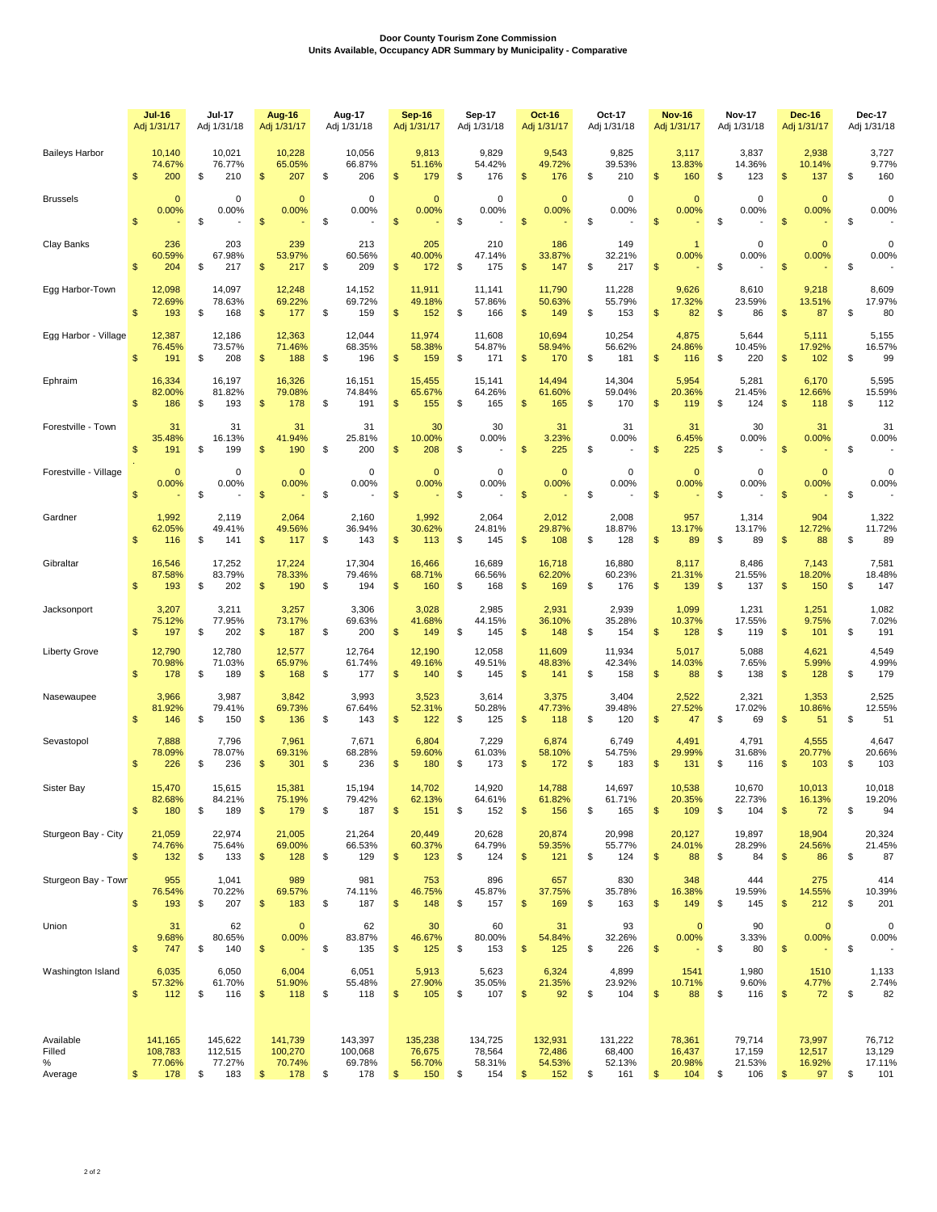**Door County Tourism Zone Commission**
**Units Available, Occupancy ADR Summary by Municipality - Comparative**

| | Jul-16 Adj 1/31/17 | Jul-17 Adj 1/31/18 | Aug-16 Adj 1/31/17 | Aug-17 Adj 1/31/18 | Sep-16 Adj 1/31/17 | Sep-17 Adj 1/31/18 | Oct-16 Adj 1/31/17 | Oct-17 Adj 1/31/18 | Nov-16 Adj 1/31/17 | Nov-17 Adj 1/31/18 | Dec-16 Adj 1/31/17 | Dec-17 Adj 1/31/18 |
|---|---|---|---|---|---|---|---|---|---|---|---|---|
| Baileys Harbor | 10,140 | 10,021 | 10,228 | 10,056 | 9,813 | 9,829 | 9,543 | 9,825 | 3,117 | 3,837 | 2,938 | 3,727 |
| | 74.67% | 76.77% | 65.05% | 66.87% | 51.16% | 54.42% | 49.72% | 39.53% | 13.83% | 14.36% | 10.14% | 9.77% |
| | $ 200 | $ 210 | $ 207 | $ 206 | $ 179 | $ 176 | $ 176 | $ 210 | $ 160 | $ 123 | $ 137 | $ 160 |
| Brussels | 0 | 0 | 0 | 0 | 0 | 0 | 0 | 0 | 0 | 0 | 0 | 0 |
| | 0.00% | 0.00% | 0.00% | 0.00% | 0.00% | 0.00% | 0.00% | 0.00% | 0.00% | 0.00% | 0.00% | 0.00% |
| | $ - | $ - | $ - | $ - | $ - | $ - | $ - | $ - | $ - | $ - | $ - | $ - |
| Clay Banks | 236 | 203 | 239 | 213 | 205 | 210 | 186 | 149 | 1 | 0 | 0 | 0 |
| | 60.59% | 67.98% | 53.97% | 60.56% | 40.00% | 47.14% | 33.87% | 32.21% | 0.00% | 0.00% | 0.00% | 0.00% |
| | $ 204 | $ 217 | $ 217 | $ 209 | $ 172 | $ 175 | $ 147 | $ 217 | $ - | $ - | $ - | $ - |
| Egg Harbor-Town | 12,098 | 14,097 | 12,248 | 14,152 | 11,911 | 11,141 | 11,790 | 11,228 | 9,626 | 8,610 | 9,218 | 8,609 |
| | 72.69% | 78.63% | 69.22% | 69.72% | 49.18% | 57.86% | 50.63% | 55.79% | 17.32% | 23.59% | 13.51% | 17.97% |
| | $ 193 | $ 168 | $ 177 | $ 159 | $ 152 | $ 166 | $ 149 | $ 153 | $ 82 | $ 86 | $ 87 | $ 80 |
| Egg Harbor - Village | 12,387 | 12,186 | 12,363 | 12,044 | 11,974 | 11,608 | 10,694 | 10,254 | 4,875 | 5,644 | 5,111 | 5,155 |
| | 76.45% | 73.57% | 71.46% | 68.35% | 58.38% | 54.87% | 58.94% | 56.62% | 24.86% | 10.45% | 17.92% | 16.57% |
| | $ 191 | $ 208 | $ 188 | $ 196 | $ 159 | $ 171 | $ 170 | $ 181 | $ 116 | $ 220 | $ 102 | $ 99 |
| Ephraim | 16,334 | 16,197 | 16,326 | 16,151 | 15,455 | 15,141 | 14,494 | 14,304 | 5,954 | 5,281 | 6,170 | 5,595 |
| | 82.00% | 81.82% | 79.08% | 74.84% | 65.67% | 64.26% | 61.60% | 59.04% | 20.36% | 21.45% | 12.66% | 15.59% |
| | $ 186 | $ 193 | $ 178 | $ 191 | $ 155 | $ 165 | $ 165 | $ 170 | $ 119 | $ 124 | $ 118 | $ 112 |
| Forestville - Town | 31 | 31 | 31 | 31 | 30 | 30 | 31 | 31 | 31 | 30 | 31 | 31 |
| | 35.48% | 16.13% | 41.94% | 25.81% | 10.00% | 0.00% | 3.23% | 0.00% | 6.45% | 0.00% | 0.00% | 0.00% |
| | $ 191 | $ 199 | $ 190 | $ 200 | $ 208 | $ - | $ 225 | $ - | $ 225 | $ - | $ - | $ - |
| Forestville - Village | 0 | 0 | 0 | 0 | 0 | 0 | 0 | 0 | 0 | 0 | 0 | 0 |
| | 0.00% | 0.00% | 0.00% | 0.00% | 0.00% | 0.00% | 0.00% | 0.00% | 0.00% | 0.00% | 0.00% | 0.00% |
| | $ - | $ - | $ - | $ - | $ - | $ - | $ - | $ - | $ - | $ - | $ - | $ - |
| Gardner | 1,992 | 2,119 | 2,064 | 2,160 | 1,992 | 2,064 | 2,012 | 2,008 | 957 | 1,314 | 904 | 1,322 |
| | 62.05% | 49.41% | 49.56% | 36.94% | 30.62% | 24.81% | 29.87% | 18.87% | 13.17% | 13.17% | 12.72% | 11.72% |
| | $ 116 | $ 141 | $ 117 | $ 143 | $ 113 | $ 145 | $ 108 | $ 128 | $ 89 | $ 89 | $ 88 | $ 89 |
| Gibraltar | 16,546 | 17,252 | 17,224 | 17,304 | 16,466 | 16,689 | 16,718 | 16,880 | 8,117 | 8,486 | 7,143 | 7,581 |
| | 87.58% | 83.79% | 78.33% | 79.46% | 68.71% | 66.56% | 62.20% | 60.23% | 21.31% | 21.55% | 18.20% | 18.48% |
| | $ 193 | $ 202 | $ 190 | $ 194 | $ 160 | $ 168 | $ 169 | $ 176 | $ 139 | $ 137 | $ 150 | $ 147 |
| Jacksonport | 3,207 | 3,211 | 3,257 | 3,306 | 3,028 | 2,985 | 2,931 | 2,939 | 1,099 | 1,231 | 1,251 | 1,082 |
| | 75.12% | 77.95% | 73.17% | 69.63% | 41.68% | 44.15% | 36.10% | 35.28% | 10.37% | 17.55% | 9.75% | 7.02% |
| | $ 197 | $ 202 | $ 187 | $ 200 | $ 149 | $ 145 | $ 148 | $ 154 | $ 128 | $ 119 | $ 101 | $ 191 |
| Liberty Grove | 12,790 | 12,780 | 12,577 | 12,764 | 12,190 | 12,058 | 11,609 | 11,934 | 5,017 | 5,088 | 4,621 | 4,549 |
| | 70.98% | 71.03% | 65.97% | 61.74% | 49.16% | 49.51% | 48.83% | 42.34% | 14.03% | 7.65% | 5.99% | 4.99% |
| | $ 178 | $ 189 | $ 168 | $ 177 | $ 140 | $ 145 | $ 141 | $ 158 | $ 88 | $ 138 | $ 128 | $ 179 |
| Nasewaupee | 3,966 | 3,987 | 3,842 | 3,993 | 3,523 | 3,614 | 3,375 | 3,404 | 2,522 | 2,321 | 1,353 | 2,525 |
| | 81.92% | 79.41% | 69.73% | 67.64% | 52.31% | 50.28% | 47.73% | 39.48% | 27.52% | 17.02% | 10.86% | 12.55% |
| | $ 146 | $ 150 | $ 136 | $ 143 | $ 122 | $ 125 | $ 118 | $ 120 | $ 47 | $ 69 | $ 51 | $ 51 |
| Sevastopol | 7,888 | 7,796 | 7,961 | 7,671 | 6,804 | 7,229 | 6,874 | 6,749 | 4,491 | 4,791 | 4,555 | 4,647 |
| | 78.09% | 78.07% | 69.31% | 68.28% | 59.60% | 61.03% | 58.10% | 54.75% | 29.99% | 31.68% | 20.77% | 20.66% |
| | $ 226 | $ 236 | $ 301 | $ 236 | $ 180 | $ 173 | $ 172 | $ 183 | $ 131 | $ 116 | $ 103 | $ 103 |
| Sister Bay | 15,470 | 15,615 | 15,381 | 15,194 | 14,702 | 14,920 | 14,788 | 14,697 | 10,538 | 10,670 | 10,013 | 10,018 |
| | 82.68% | 84.21% | 75.19% | 79.42% | 62.13% | 64.61% | 61.82% | 61.71% | 20.35% | 22.73% | 16.13% | 19.20% |
| | $ 180 | $ 189 | $ 179 | $ 187 | $ 151 | $ 152 | $ 156 | $ 165 | $ 109 | $ 104 | $ 72 | $ 94 |
| Sturgeon Bay - City | 21,059 | 22,974 | 21,005 | 21,264 | 20,449 | 20,628 | 20,874 | 20,998 | 20,127 | 19,897 | 18,904 | 20,324 |
| | 74.76% | 75.64% | 69.00% | 66.53% | 60.37% | 64.79% | 59.35% | 55.77% | 24.01% | 28.29% | 24.56% | 21.45% |
| | $ 132 | $ 133 | $ 128 | $ 129 | $ 123 | $ 124 | $ 121 | $ 124 | $ 88 | $ 84 | $ 86 | $ 87 |
| Sturgeon Bay - Town | 955 | 1,041 | 989 | 981 | 753 | 896 | 657 | 830 | 348 | 444 | 275 | 414 |
| | 76.54% | 70.22% | 69.57% | 74.11% | 46.75% | 45.87% | 37.75% | 35.78% | 16.38% | 19.59% | 14.55% | 10.39% |
| | $ 193 | $ 207 | $ 183 | $ 187 | $ 148 | $ 157 | $ 169 | $ 163 | $ 149 | $ 145 | $ 212 | $ 201 |
| Union | 31 | 62 | 0 | 62 | 30 | 60 | 31 | 93 | 0 | 90 | 0 | 0 |
| | 9.68% | 80.65% | 0.00% | 83.87% | 46.67% | 80.00% | 54.84% | 32.26% | 0.00% | 3.33% | 0.00% | 0.00% |
| | $ 747 | $ 140 | $ - | $ 135 | $ 125 | $ 153 | $ 125 | $ 226 | $ - | $ 80 | $ - | $ - |
| Washington Island | 6,035 | 6,050 | 6,004 | 6,051 | 5,913 | 5,623 | 6,324 | 4,899 | 1541 | 1,980 | 1510 | 1,133 |
| | 57.32% | 61.70% | 51.90% | 55.48% | 27.90% | 35.05% | 21.35% | 23.92% | 10.71% | 9.60% | 4.77% | 2.74% |
| | $ 112 | $ 116 | $ 118 | $ 118 | $ 105 | $ 107 | $ 92 | $ 104 | $ 88 | $ 116 | $ 72 | $ 82 |
| Available | 141,165 | 145,622 | 141,739 | 143,397 | 135,238 | 134,725 | 132,931 | 131,222 | 78,361 | 79,714 | 73,997 | 76,712 |
| Filled | 108,783 | 112,515 | 100,270 | 100,068 | 76,675 | 78,564 | 72,486 | 68,400 | 16,437 | 17,159 | 12,517 | 13,129 |
| % | 77.06% | 77.27% | 70.74% | 69.78% | 56.70% | 58.31% | 54.53% | 52.13% | 20.98% | 21.53% | 16.92% | 17.11% |
| Average | $ 178 | $ 183 | $ 178 | $ 178 | $ 150 | $ 154 | $ 152 | $ 161 | $ 104 | $ 106 | $ 97 | $ 101 |